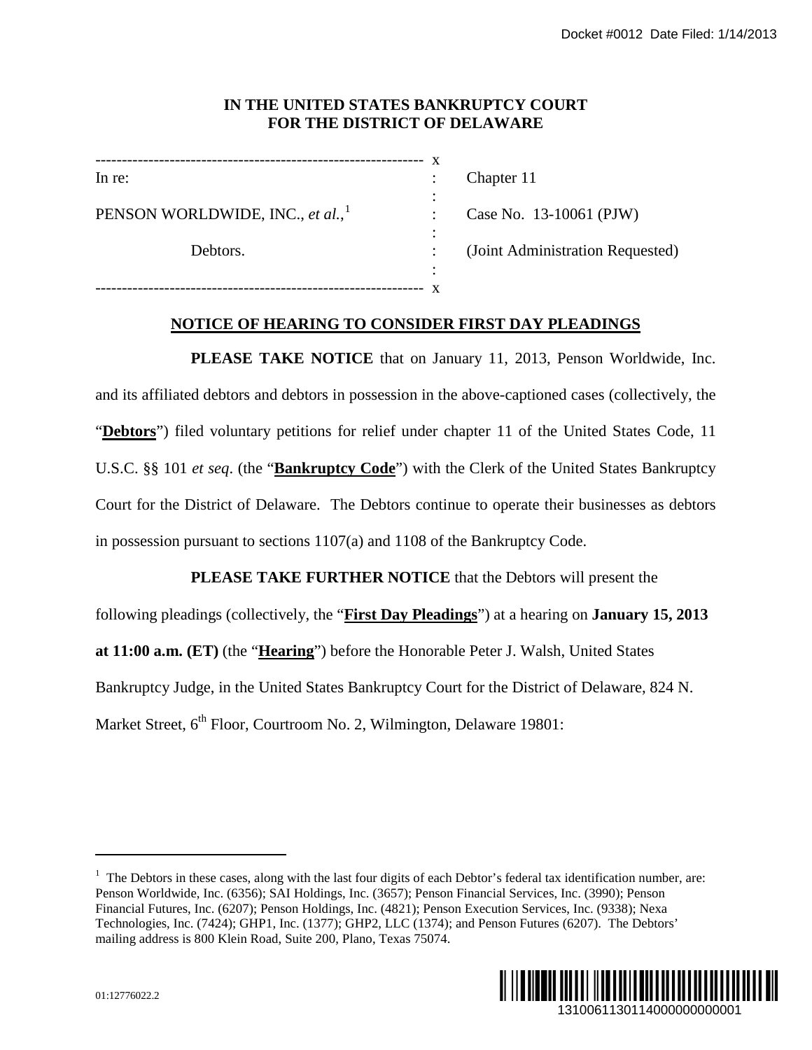Docket #0012 Date Filed: 1/14/2013

**IN THE UNITED STATES BANKRUPTCY COURT**
**FOR THE DISTRICT OF DELAWARE**

| | | |
|---|---|---|
| In re: | : | Chapter 11 |
| PENSON WORLDWIDE, INC., *et al.*,[1] | : | Case No. 13-10061 (PJW) |
| Debtors. | : | (Joint Administration Requested) |

## NOTICE OF HEARING TO CONSIDER FIRST DAY PLEADINGS

**PLEASE TAKE NOTICE** that on January 11, 2013, Penson Worldwide, Inc. and its affiliated debtors and debtors in possession in the above-captioned cases (collectively, the "**Debtors**") filed voluntary petitions for relief under chapter 11 of the United States Code, 11 U.S.C. §§ 101 *et seq*. (the "**Bankruptcy Code**") with the Clerk of the United States Bankruptcy Court for the District of Delaware. The Debtors continue to operate their businesses as debtors in possession pursuant to sections 1107(a) and 1108 of the Bankruptcy Code.

**PLEASE TAKE FURTHER NOTICE** that the Debtors will present the following pleadings (collectively, the "**First Day Pleadings**") at a hearing on **January 15, 2013 at 11:00 a.m. (ET)** (the "**Hearing**") before the Honorable Peter J. Walsh, United States Bankruptcy Judge, in the United States Bankruptcy Court for the District of Delaware, 824 N. Market Street, 6th Floor, Courtroom No. 2, Wilmington, Delaware 19801:

[1] The Debtors in these cases, along with the last four digits of each Debtor's federal tax identification number, are: Penson Worldwide, Inc. (6356); SAI Holdings, Inc. (3657); Penson Financial Services, Inc. (3990); Penson Financial Futures, Inc. (6207); Penson Holdings, Inc. (4821); Penson Execution Services, Inc. (9338); Nexa Technologies, Inc. (7424); GHP1, Inc. (1377); GHP2, LLC (1374); and Penson Futures (6207). The Debtors' mailing address is 800 Klein Road, Suite 200, Plano, Texas 75074.

01:12776022.2

1310061130114000000000001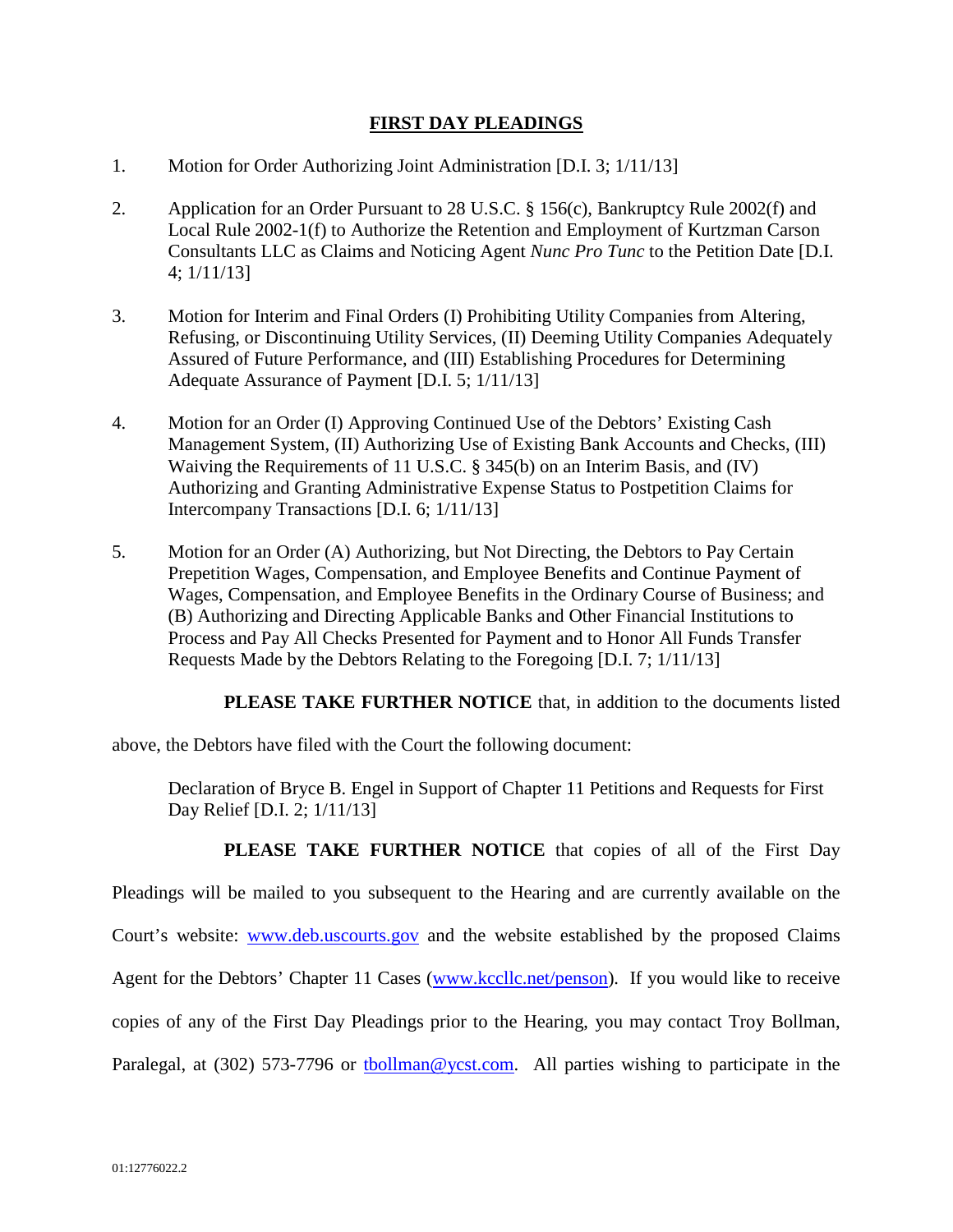## FIRST DAY PLEADINGS

1. Motion for Order Authorizing Joint Administration [D.I. 3; 1/11/13]

2. Application for an Order Pursuant to 28 U.S.C. § 156(c), Bankruptcy Rule 2002(f) and Local Rule 2002-1(f) to Authorize the Retention and Employment of Kurtzman Carson Consultants LLC as Claims and Noticing Agent *Nunc Pro Tunc* to the Petition Date [D.I. 4; 1/11/13]

3. Motion for Interim and Final Orders (I) Prohibiting Utility Companies from Altering, Refusing, or Discontinuing Utility Services, (II) Deeming Utility Companies Adequately Assured of Future Performance, and (III) Establishing Procedures for Determining Adequate Assurance of Payment [D.I. 5; 1/11/13]

4. Motion for an Order (I) Approving Continued Use of the Debtors' Existing Cash Management System, (II) Authorizing Use of Existing Bank Accounts and Checks, (III) Waiving the Requirements of 11 U.S.C. § 345(b) on an Interim Basis, and (IV) Authorizing and Granting Administrative Expense Status to Postpetition Claims for Intercompany Transactions [D.I. 6; 1/11/13]

5. Motion for an Order (A) Authorizing, but Not Directing, the Debtors to Pay Certain Prepetition Wages, Compensation, and Employee Benefits and Continue Payment of Wages, Compensation, and Employee Benefits in the Ordinary Course of Business; and (B) Authorizing and Directing Applicable Banks and Other Financial Institutions to Process and Pay All Checks Presented for Payment and to Honor All Funds Transfer Requests Made by the Debtors Relating to the Foregoing [D.I. 7; 1/11/13]

**PLEASE TAKE FURTHER NOTICE** that, in addition to the documents listed above, the Debtors have filed with the Court the following document:

Declaration of Bryce B. Engel in Support of Chapter 11 Petitions and Requests for First Day Relief [D.I. 2; 1/11/13]

**PLEASE TAKE FURTHER NOTICE** that copies of all of the First Day Pleadings will be mailed to you subsequent to the Hearing and are currently available on the Court's website: www.deb.uscourts.gov and the website established by the proposed Claims Agent for the Debtors' Chapter 11 Cases (www.kccllc.net/penson). If you would like to receive copies of any of the First Day Pleadings prior to the Hearing, you may contact Troy Bollman, Paralegal, at (302) 573-7796 or tbollman@ycst.com. All parties wishing to participate in the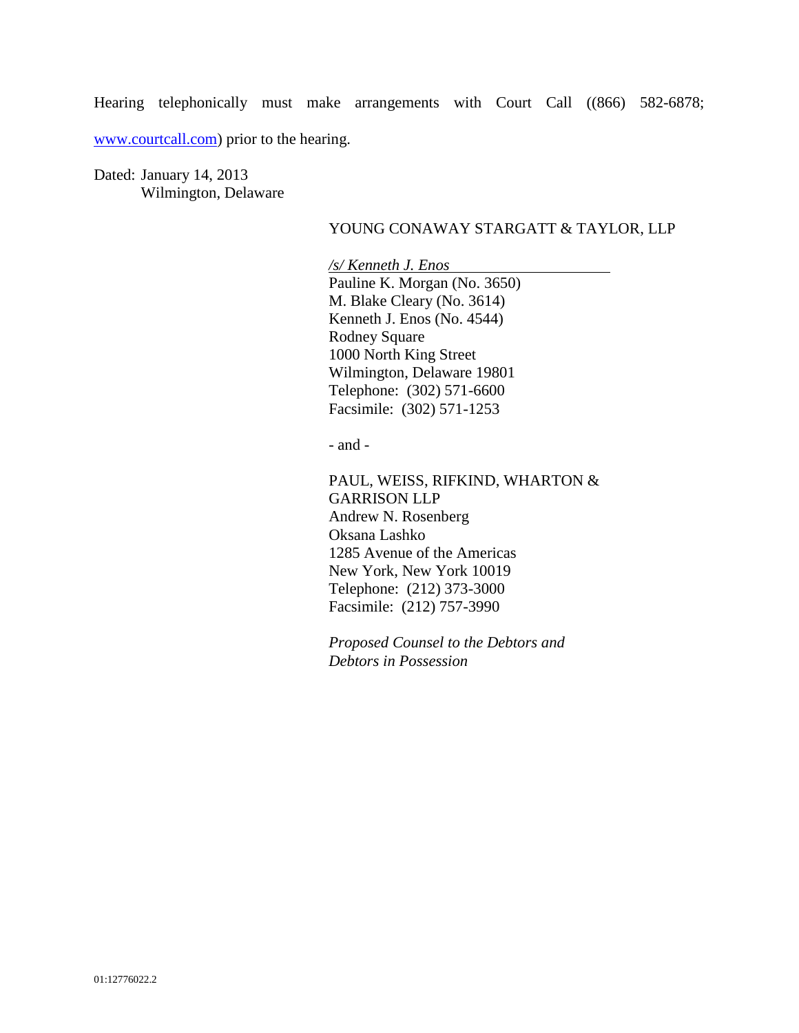Hearing telephonically must make arrangements with Court Call ((866) 582-6878; www.courtcall.com) prior to the hearing.

Dated: January 14, 2013
Wilmington, Delaware

YOUNG CONAWAY STARGATT & TAYLOR, LLP

*/s/ Kenneth J. Enos*
Pauline K. Morgan (No. 3650)
M. Blake Cleary (No. 3614)
Kenneth J. Enos (No. 4544)
Rodney Square
1000 North King Street
Wilmington, Delaware 19801
Telephone: (302) 571-6600
Facsimile: (302) 571-1253

\- and -

PAUL, WEISS, RIFKIND, WHARTON & GARRISON LLP
Andrew N. Rosenberg
Oksana Lashko
1285 Avenue of the Americas
New York, New York 10019
Telephone: (212) 373-3000
Facsimile: (212) 757-3990

*Proposed Counsel to the Debtors and Debtors in Possession*

01:12776022.2